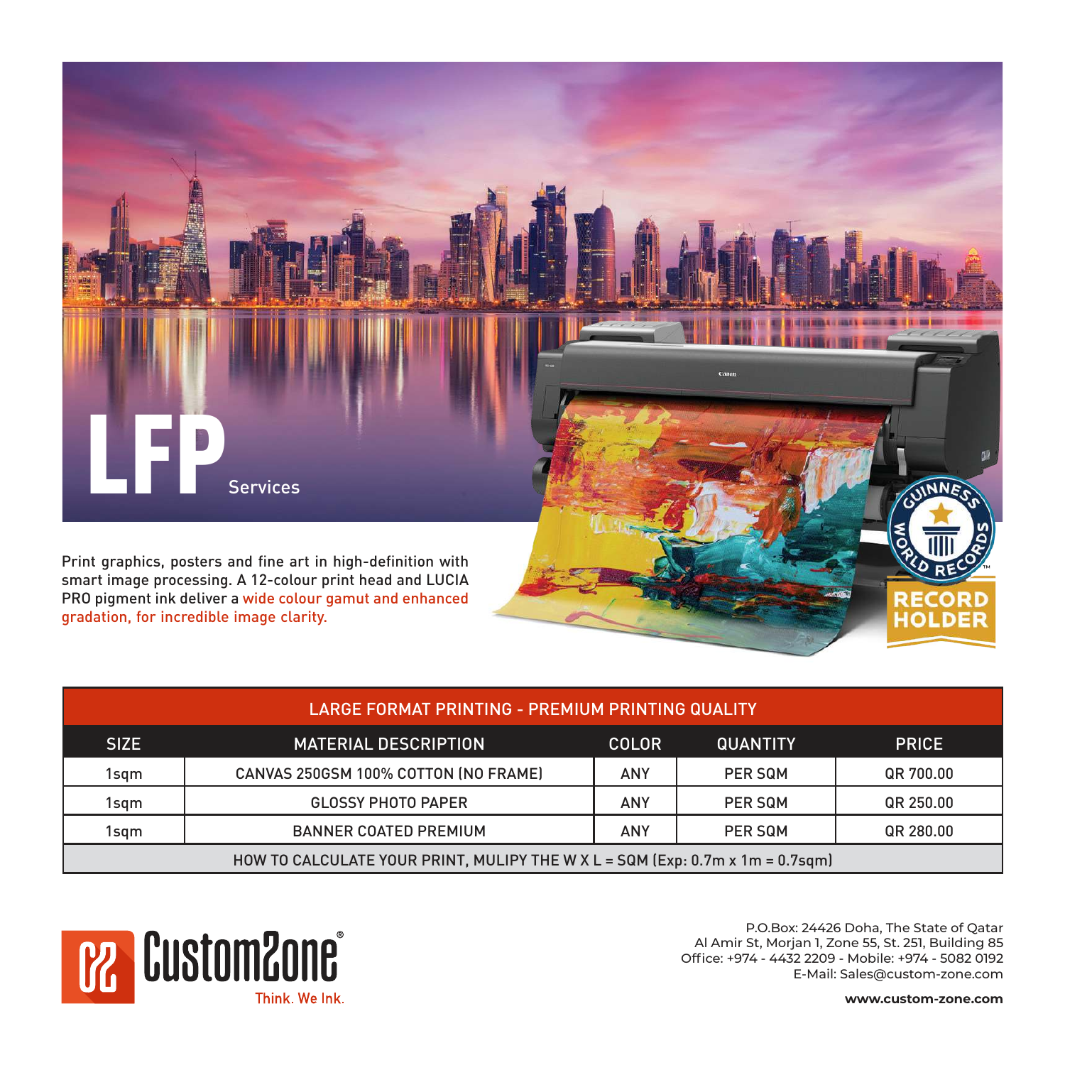# LFP Services

Print graphics, posters and fine art in high-definition with smart image processing. A 12-colour print head and LUCIA PRO pigment ink deliver a wide colour gamut and enhanced gradation, for incredible image clarity.

GUINNESS WORLD RECORDS™ RECORD HOLDER

| LARGE FORMAT PRINTING - PREMIUM PRINTING QUALITY | | | | |
|---|---|---|---|---|
| SIZE | MATERIAL DESCRIPTION | COLOR | QUANTITY | PRICE |
| 1sqm | CANVAS 250GSM 100% COTTON (NO FRAME) | ANY | PER SQM | QR 700.00 |
| 1sqm | GLOSSY PHOTO PAPER | ANY | PER SQM | QR 250.00 |
| 1sqm | BANNER COATED PREMIUM | ANY | PER SQM | QR 280.00 |
| HOW TO CALCULATE YOUR PRINT, MULIPY THE W X L = SQM (Exp: 0.7m x 1m = 0.7sqm) | | | | |

CustomZone®
Think. We Ink.

P.O.Box: 24426 Doha, The State of Qatar
Al Amir St, Morjan 1, Zone 55, St. 251, Building 85
Office: +974 - 4432 2209 - Mobile: +974 - 5082 0192
E-Mail: Sales@custom-zone.com

**www.custom-zone.com**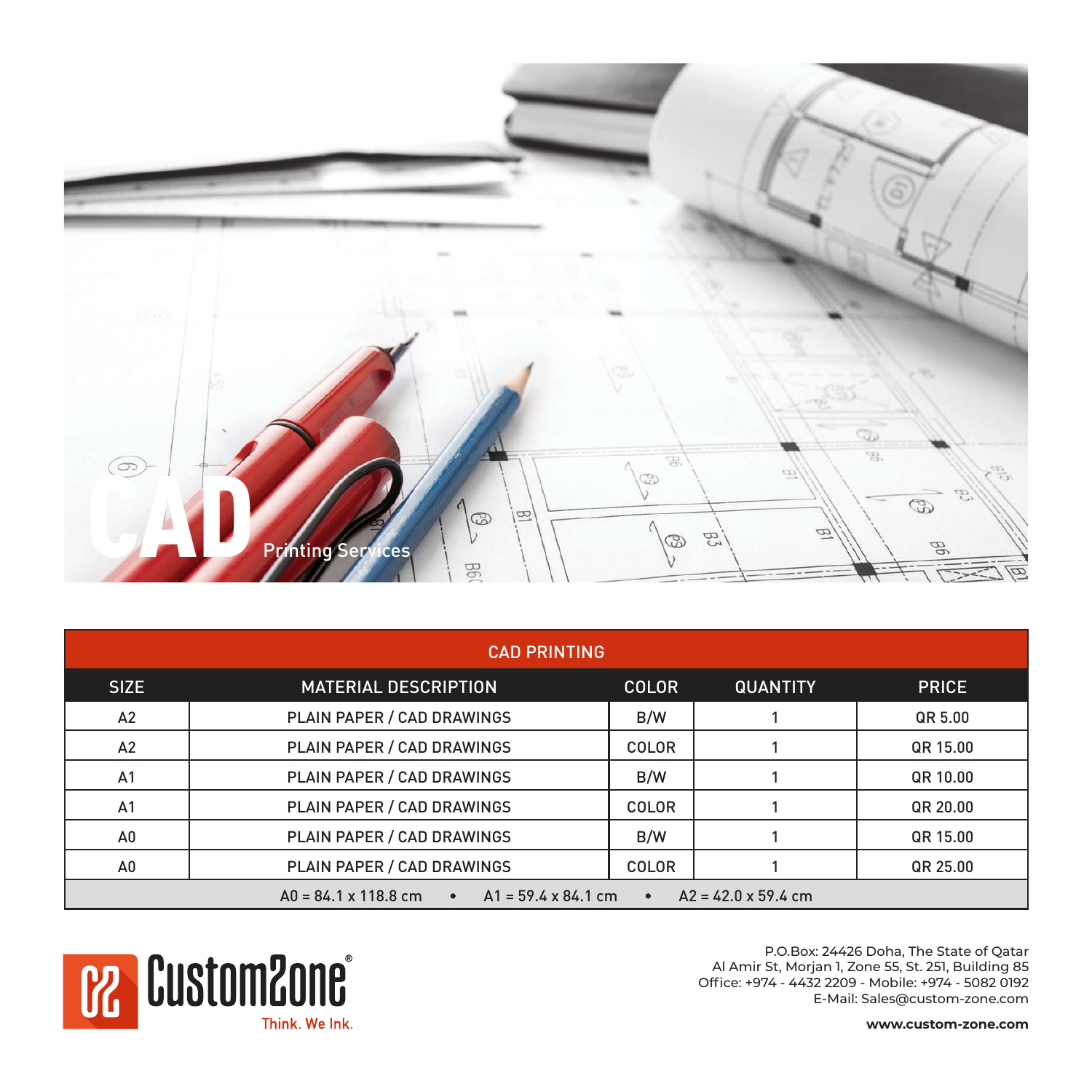# CAD Printing Services

| CAD PRINTING | | | | |
|---|---|---|---|---|
| SIZE | MATERIAL DESCRIPTION | COLOR | QUANTITY | PRICE |
| A2 | PLAIN PAPER / CAD DRAWINGS | B/W | 1 | QR 5.00 |
| A2 | PLAIN PAPER / CAD DRAWINGS | COLOR | 1 | QR 15.00 |
| A1 | PLAIN PAPER / CAD DRAWINGS | B/W | 1 | QR 10.00 |
| A1 | PLAIN PAPER / CAD DRAWINGS | COLOR | 1 | QR 20.00 |
| A0 | PLAIN PAPER / CAD DRAWINGS | B/W | 1 | QR 15.00 |
| A0 | PLAIN PAPER / CAD DRAWINGS | COLOR | 1 | QR 25.00 |

A0 = 84.1 x 118.8 cm • A1 = 59.4 x 84.1 cm • A2 = 42.0 x 59.4 cm

CustomZone®
Think. We Ink.

P.O.Box: 24426 Doha, The State of Qatar
Al Amir St, Morjan 1, Zone 55, St. 251, Building 85
Office: +974 - 4432 2209 - Mobile: +974 - 5082 0192
E-Mail: Sales@custom-zone.com

**www.custom-zone.com**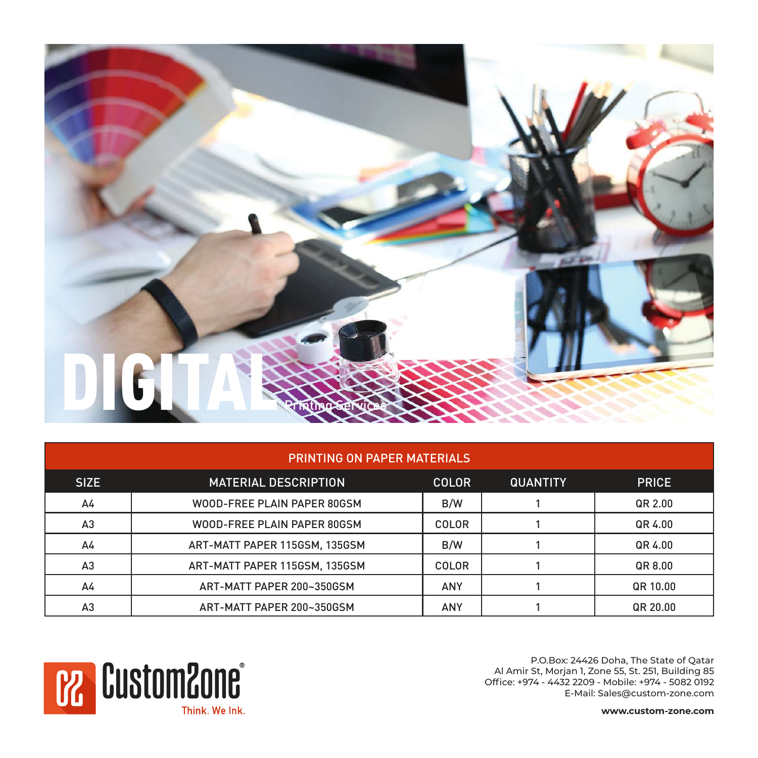# DIGITAL

Printing Services

| PRINTING ON PAPER MATERIALS | | | | |
|---|---|---|---|---|
| SIZE | MATERIAL DESCRIPTION | COLOR | QUANTITY | PRICE |
| A4 | WOOD-FREE PLAIN PAPER 80GSM | B/W | 1 | QR 2.00 |
| A3 | WOOD-FREE PLAIN PAPER 80GSM | COLOR | 1 | QR 4.00 |
| A4 | ART-MATT PAPER 115GSM, 135GSM | B/W | 1 | QR 4.00 |
| A3 | ART-MATT PAPER 115GSM, 135GSM | COLOR | 1 | QR 8.00 |
| A4 | ART-MATT PAPER 200~350GSM | ANY | 1 | QR 10.00 |
| A3 | ART-MATT PAPER 200~350GSM | ANY | 1 | QR 20.00 |

CustomZone®

Think. We Ink.

P.O.Box: 24426 Doha, The State of Qatar
Al Amir St, Morjan 1, Zone 55, St. 251, Building 85
Office: +974 - 4432 2209 - Mobile: +974 - 5082 0192
E-Mail: Sales@custom-zone.com

**www.custom-zone.com**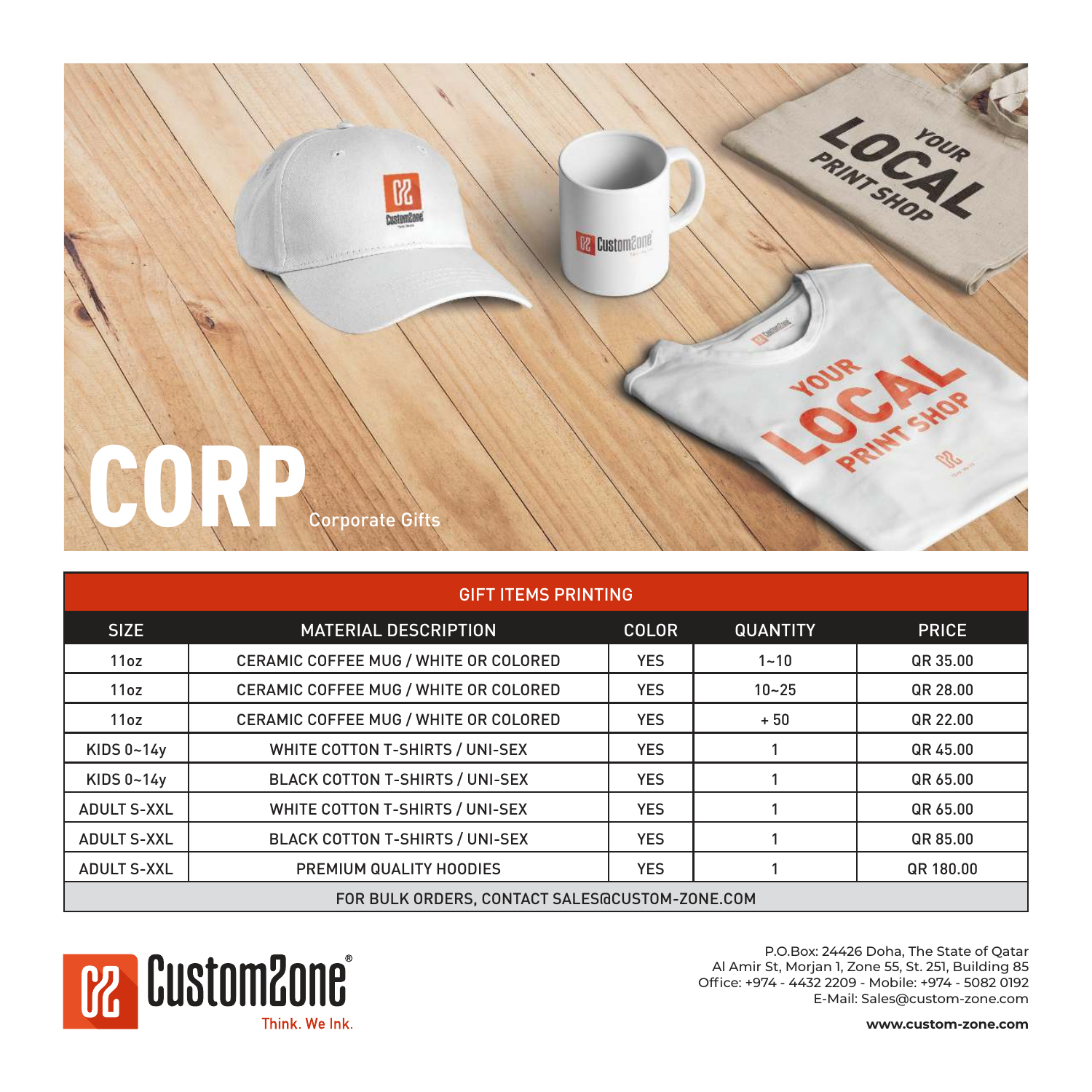# CORP Corporate Gifts

| GIFT ITEMS PRINTING | | | | |
|---|---|---|---|---|
| SIZE | MATERIAL DESCRIPTION | COLOR | QUANTITY | PRICE |
| 11oz | CERAMIC COFFEE MUG / WHITE OR COLORED | YES | 1~10 | QR 35.00 |
| 11oz | CERAMIC COFFEE MUG / WHITE OR COLORED | YES | 10~25 | QR 28.00 |
| 11oz | CERAMIC COFFEE MUG / WHITE OR COLORED | YES | + 50 | QR 22.00 |
| KIDS 0~14y | WHITE COTTON T-SHIRTS / UNI-SEX | YES | 1 | QR 45.00 |
| KIDS 0~14y | BLACK COTTON T-SHIRTS / UNI-SEX | YES | 1 | QR 65.00 |
| ADULT S-XXL | WHITE COTTON T-SHIRTS / UNI-SEX | YES | 1 | QR 65.00 |
| ADULT S-XXL | BLACK COTTON T-SHIRTS / UNI-SEX | YES | 1 | QR 85.00 |
| ADULT S-XXL | PREMIUM QUALITY HOODIES | YES | 1 | QR 180.00 |
| FOR BULK ORDERS, CONTACT SALES@CUSTOM-ZONE.COM | | | | |

CustomZone®
Think. We Ink.

P.O.Box: 24426 Doha, The State of Qatar
Al Amir St, Morjan 1, Zone 55, St. 251, Building 85
Office: +974 - 4432 2209 - Mobile: +974 - 5082 0192
E-Mail: Sales@custom-zone.com

**www.custom-zone.com**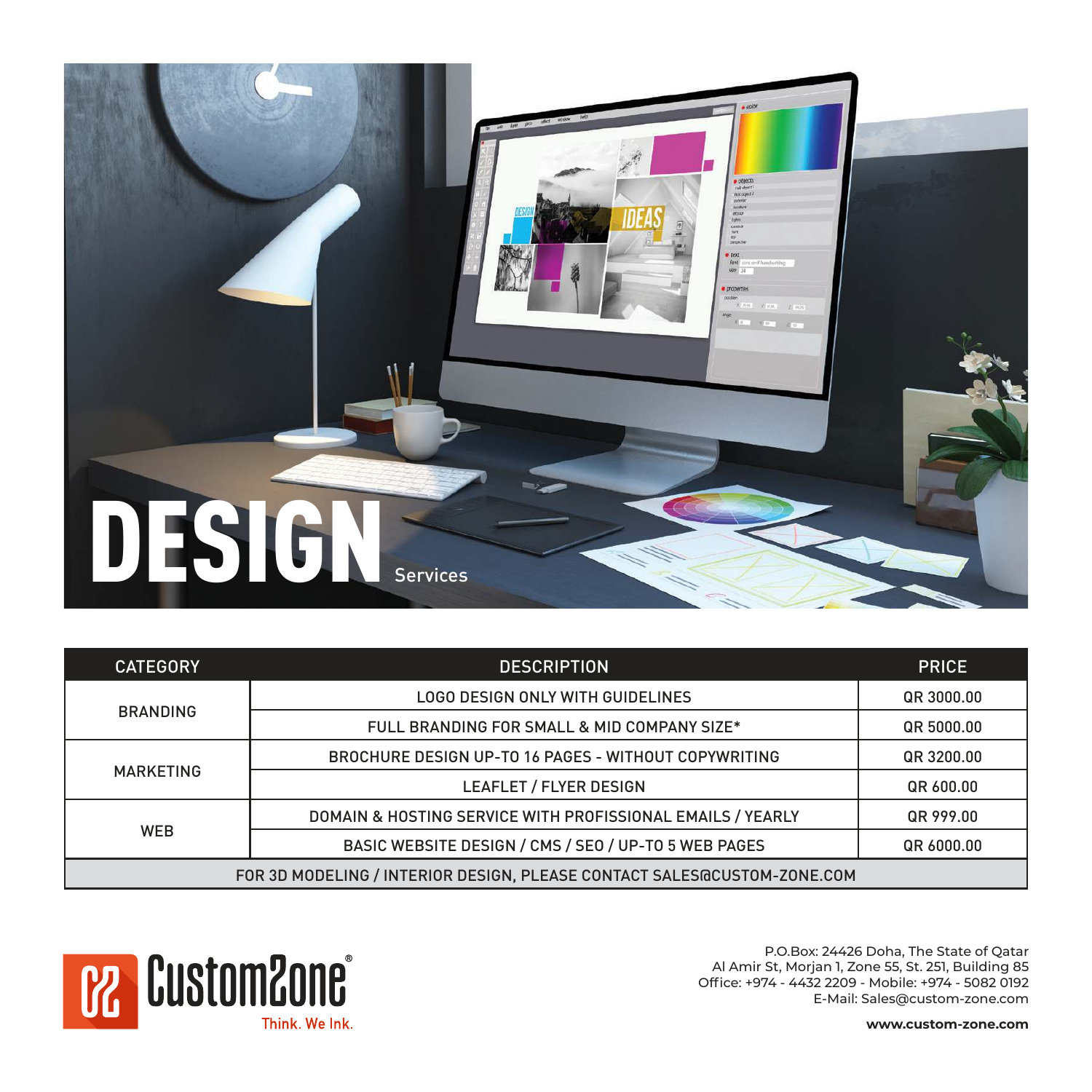# DESIGN Services

| CATEGORY | DESCRIPTION | PRICE |
|---|---|---|
| BRANDING | LOGO DESIGN ONLY WITH GUIDELINES | QR 3000.00 |
| | FULL BRANDING FOR SMALL & MID COMPANY SIZE* | QR 5000.00 |
| MARKETING | BROCHURE DESIGN UP-TO 16 PAGES - WITHOUT COPYWRITING | QR 3200.00 |
| | LEAFLET / FLYER DESIGN | QR 600.00 |
| WEB | DOMAIN & HOSTING SERVICE WITH PROFISSIONAL EMAILS / YEARLY | QR 999.00 |
| | BASIC WEBSITE DESIGN / CMS / SEO / UP-TO 5 WEB PAGES | QR 6000.00 |
| FOR 3D MODELING / INTERIOR DESIGN, PLEASE CONTACT SALES@CUSTOM-ZONE.COM | | |

CustomZone®
Think. We Ink.

P.O.Box: 24426 Doha, The State of Qatar
Al Amir St, Morjan 1, Zone 55, St. 251, Building 85
Office: +974 - 4432 2209 - Mobile: +974 - 5082 0192
E-Mail: Sales@custom-zone.com

**www.custom-zone.com**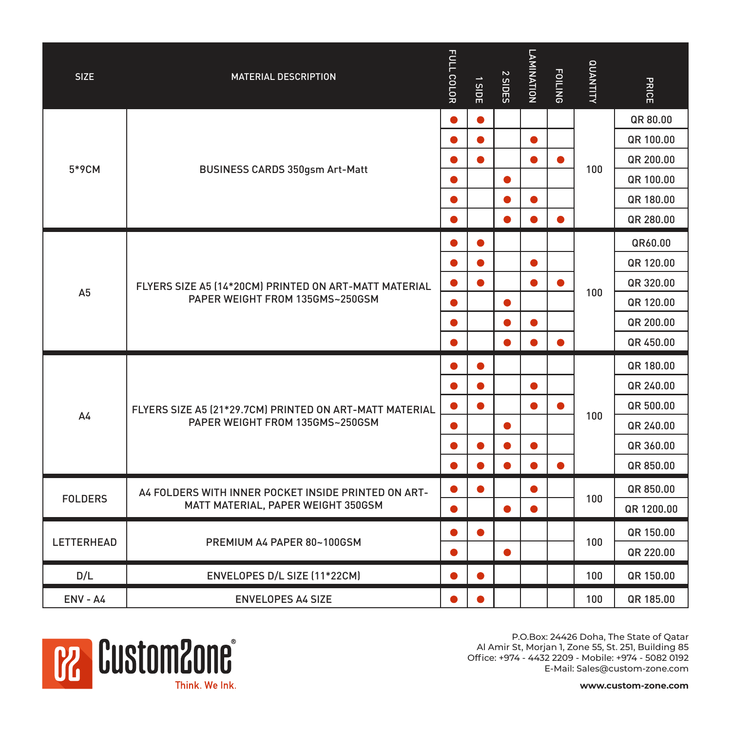| SIZE | MATERIAL DESCRIPTION | FULL COLOR | 1 SIDE | 2 SIDES | LAMINATION | FOILING | QUANTITY | PRICE |
|---|---|---|---|---|---|---|---|---|
| 5*9CM | BUSINESS CARDS 350gsm Art-Matt | ● | ● | | | | 100 | QR 80.00 |
| | | ● | ● | | ● | | | QR 100.00 |
| | | ● | ● | | ● | ● | | QR 200.00 |
| | | ● | | ● | | | | QR 100.00 |
| | | ● | | ● | ● | | | QR 180.00 |
| | | ● | | ● | ● | ● | | QR 280.00 |
| A5 | FLYERS SIZE A5 (14*20CM) PRINTED ON ART-MATT MATERIAL PAPER WEIGHT FROM 135GMS~250GSM | ● | ● | | | | 100 | QR60.00 |
| | | ● | ● | | ● | | | QR 120.00 |
| | | ● | ● | | ● | ● | | QR 320.00 |
| | | ● | | ● | | | | QR 120.00 |
| | | ● | | ● | ● | | | QR 200.00 |
| | | ● | | ● | ● | ● | | QR 450.00 |
| A4 | FLYERS SIZE A5 (21*29.7CM) PRINTED ON ART-MATT MATERIAL PAPER WEIGHT FROM 135GMS~250GSM | ● | ● | | | | 100 | QR 180.00 |
| | | ● | ● | | ● | | | QR 240.00 |
| | | ● | ● | | ● | ● | | QR 500.00 |
| | | ● | | ● | | | | QR 240.00 |
| | | ● | ● | ● | ● | | | QR 360.00 |
| | | ● | ● | ● | ● | ● | | QR 850.00 |
| FOLDERS | A4 FOLDERS WITH INNER POCKET INSIDE PRINTED ON ART-MATT MATERIAL, PAPER WEIGHT 350GSM | ● | ● | | ● | | 100 | QR 850.00 |
| | | ● | | ● | ● | | | QR 1200.00 |
| LETTERHEAD | PREMIUM A4 PAPER 80~100GSM | ● | ● | | | | 100 | QR 150.00 |
| | | ● | | ● | | | | QR 220.00 |
| D/L | ENVELOPES D/L SIZE (11*22CM) | ● | ● | | | | 100 | QR 150.00 |
| ENV - A4 | ENVELOPES A4 SIZE | ● | ● | | | | 100 | QR 185.00 |

CustomZone®
Think. We Ink.

P.O.Box: 24426 Doha, The State of Qatar
Al Amir St, Morjan 1, Zone 55, St. 251, Building 85
Office: +974 - 4432 2209 - Mobile: +974 - 5082 0192
E-Mail: Sales@custom-zone.com

**www.custom-zone.com**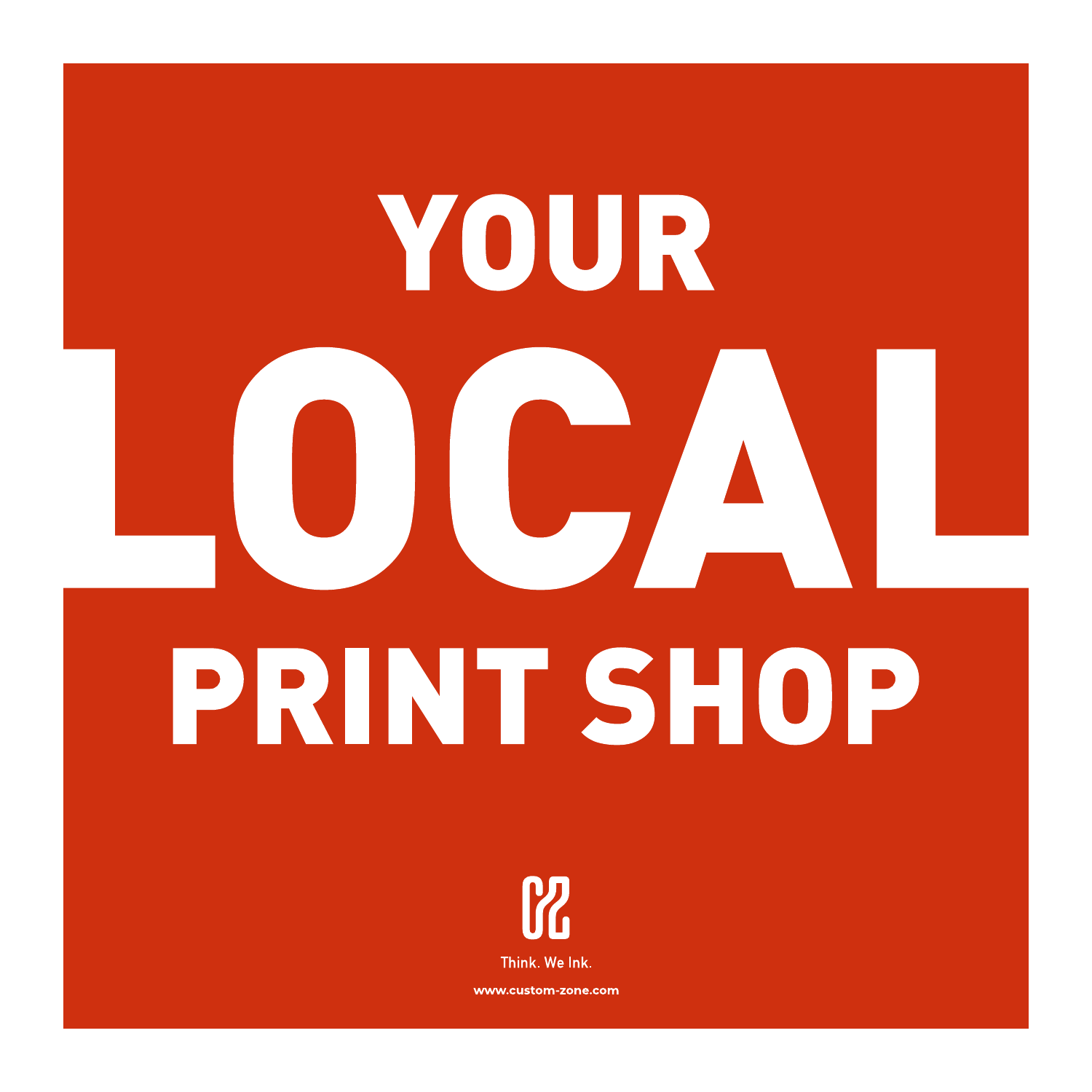# YOUR LOCAL PRINT SHOP

Think. We Ink.

www.custom-zone.com